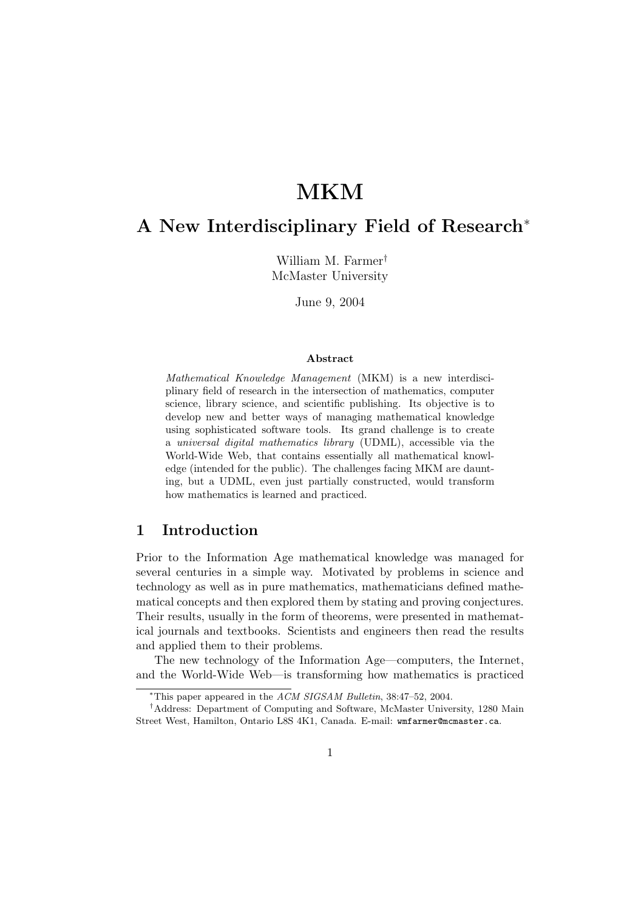# MKM

## A New Interdisciplinary Field of Research*

William M. Farmer†
McMaster University

June 9, 2004

**Abstract**

*Mathematical Knowledge Management* (MKM) is a new interdisciplinary field of research in the intersection of mathematics, computer science, library science, and scientific publishing. Its objective is to develop new and better ways of managing mathematical knowledge using sophisticated software tools. Its grand challenge is to create a *universal digital mathematics library* (UDML), accessible via the World-Wide Web, that contains essentially all mathematical knowledge (intended for the public). The challenges facing MKM are daunting, but a UDML, even just partially constructed, would transform how mathematics is learned and practiced.

## 1 Introduction

Prior to the Information Age mathematical knowledge was managed for several centuries in a simple way. Motivated by problems in science and technology as well as in pure mathematics, mathematicians defined mathematical concepts and then explored them by stating and proving conjectures. Their results, usually in the form of theorems, were presented in mathematical journals and textbooks. Scientists and engineers then read the results and applied them to their problems.

The new technology of the Information Age—computers, the Internet, and the World-Wide Web—is transforming how mathematics is practiced

---

*This paper appeared in the *ACM SIGSAM Bulletin*, 38:47–52, 2004.

†Address: Department of Computing and Software, McMaster University, 1280 Main Street West, Hamilton, Ontario L8S 4K1, Canada. E-mail: `wmfarmer@mcmaster.ca`.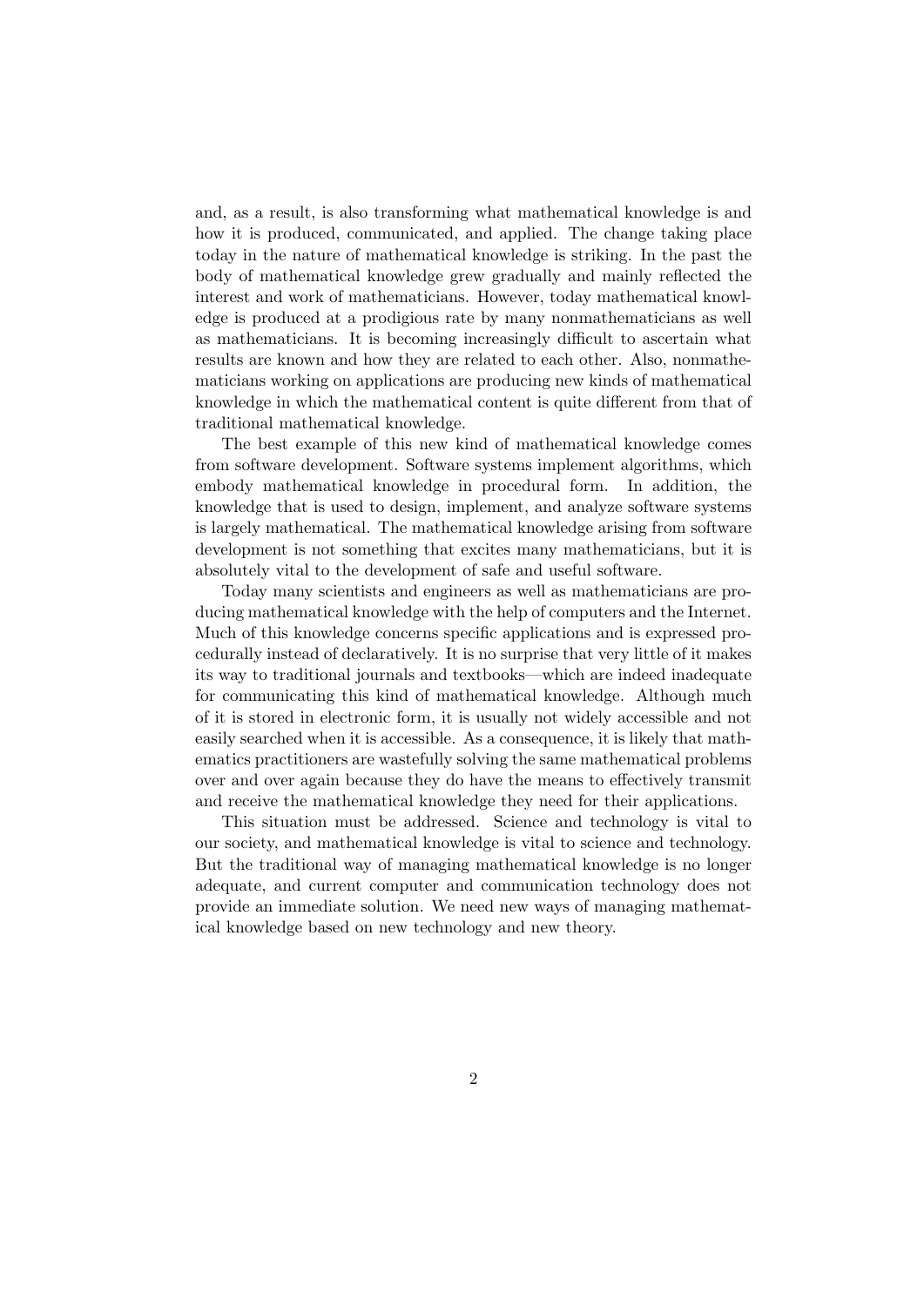and, as a result, is also transforming what mathematical knowledge is and how it is produced, communicated, and applied. The change taking place today in the nature of mathematical knowledge is striking. In the past the body of mathematical knowledge grew gradually and mainly reflected the interest and work of mathematicians. However, today mathematical knowledge is produced at a prodigious rate by many nonmathematicians as well as mathematicians. It is becoming increasingly difficult to ascertain what results are known and how they are related to each other. Also, nonmathematicians working on applications are producing new kinds of mathematical knowledge in which the mathematical content is quite different from that of traditional mathematical knowledge.

The best example of this new kind of mathematical knowledge comes from software development. Software systems implement algorithms, which embody mathematical knowledge in procedural form. In addition, the knowledge that is used to design, implement, and analyze software systems is largely mathematical. The mathematical knowledge arising from software development is not something that excites many mathematicians, but it is absolutely vital to the development of safe and useful software.

Today many scientists and engineers as well as mathematicians are producing mathematical knowledge with the help of computers and the Internet. Much of this knowledge concerns specific applications and is expressed procedurally instead of declaratively. It is no surprise that very little of it makes its way to traditional journals and textbooks—which are indeed inadequate for communicating this kind of mathematical knowledge. Although much of it is stored in electronic form, it is usually not widely accessible and not easily searched when it is accessible. As a consequence, it is likely that mathematics practitioners are wastefully solving the same mathematical problems over and over again because they do have the means to effectively transmit and receive the mathematical knowledge they need for their applications.

This situation must be addressed. Science and technology is vital to our society, and mathematical knowledge is vital to science and technology. But the traditional way of managing mathematical knowledge is no longer adequate, and current computer and communication technology does not provide an immediate solution. We need new ways of managing mathematical knowledge based on new technology and new theory.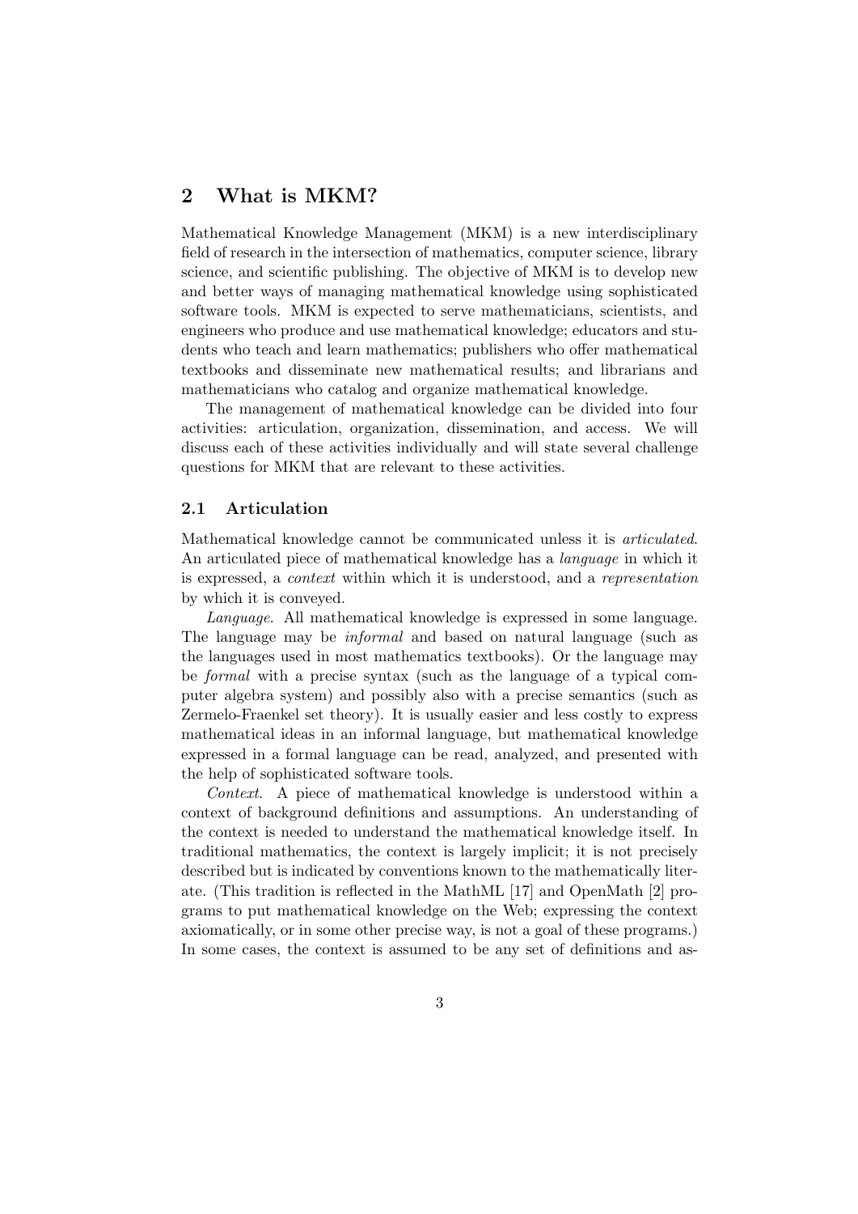## 2 What is MKM?

Mathematical Knowledge Management (MKM) is a new interdisciplinary field of research in the intersection of mathematics, computer science, library science, and scientific publishing. The objective of MKM is to develop new and better ways of managing mathematical knowledge using sophisticated software tools. MKM is expected to serve mathematicians, scientists, and engineers who produce and use mathematical knowledge; educators and students who teach and learn mathematics; publishers who offer mathematical textbooks and disseminate new mathematical results; and librarians and mathematicians who catalog and organize mathematical knowledge.

The management of mathematical knowledge can be divided into four activities: articulation, organization, dissemination, and access. We will discuss each of these activities individually and will state several challenge questions for MKM that are relevant to these activities.

### 2.1 Articulation

Mathematical knowledge cannot be communicated unless it is *articulated*. An articulated piece of mathematical knowledge has a *language* in which it is expressed, a *context* within which it is understood, and a *representation* by which it is conveyed.

*Language*. All mathematical knowledge is expressed in some language. The language may be *informal* and based on natural language (such as the languages used in most mathematics textbooks). Or the language may be *formal* with a precise syntax (such as the language of a typical computer algebra system) and possibly also with a precise semantics (such as Zermelo-Fraenkel set theory). It is usually easier and less costly to express mathematical ideas in an informal language, but mathematical knowledge expressed in a formal language can be read, analyzed, and presented with the help of sophisticated software tools.

*Context*. A piece of mathematical knowledge is understood within a context of background definitions and assumptions. An understanding of the context is needed to understand the mathematical knowledge itself. In traditional mathematics, the context is largely implicit; it is not precisely described but is indicated by conventions known to the mathematically literate. (This tradition is reflected in the MathML [17] and OpenMath [2] programs to put mathematical knowledge on the Web; expressing the context axiomatically, or in some other precise way, is not a goal of these programs.) In some cases, the context is assumed to be any set of definitions and as-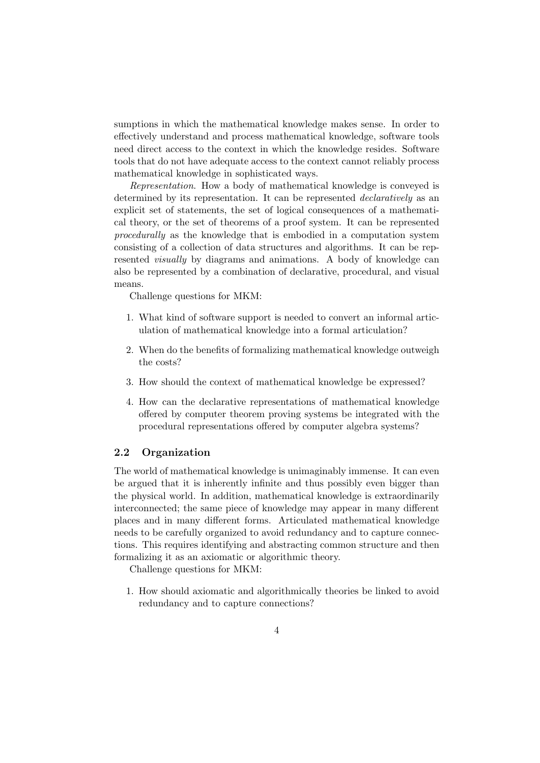sumptions in which the mathematical knowledge makes sense. In order to effectively understand and process mathematical knowledge, software tools need direct access to the context in which the knowledge resides. Software tools that do not have adequate access to the context cannot reliably process mathematical knowledge in sophisticated ways.

*Representation*. How a body of mathematical knowledge is conveyed is determined by its representation. It can be represented *declaratively* as an explicit set of statements, the set of logical consequences of a mathematical theory, or the set of theorems of a proof system. It can be represented *procedurally* as the knowledge that is embodied in a computation system consisting of a collection of data structures and algorithms. It can be represented *visually* by diagrams and animations. A body of knowledge can also be represented by a combination of declarative, procedural, and visual means.

Challenge questions for MKM:

1. What kind of software support is needed to convert an informal articulation of mathematical knowledge into a formal articulation?
2. When do the benefits of formalizing mathematical knowledge outweigh the costs?
3. How should the context of mathematical knowledge be expressed?
4. How can the declarative representations of mathematical knowledge offered by computer theorem proving systems be integrated with the procedural representations offered by computer algebra systems?

### 2.2 Organization

The world of mathematical knowledge is unimaginably immense. It can even be argued that it is inherently infinite and thus possibly even bigger than the physical world. In addition, mathematical knowledge is extraordinarily interconnected; the same piece of knowledge may appear in many different places and in many different forms. Articulated mathematical knowledge needs to be carefully organized to avoid redundancy and to capture connections. This requires identifying and abstracting common structure and then formalizing it as an axiomatic or algorithmic theory.

Challenge questions for MKM:

1. How should axiomatic and algorithmically theories be linked to avoid redundancy and to capture connections?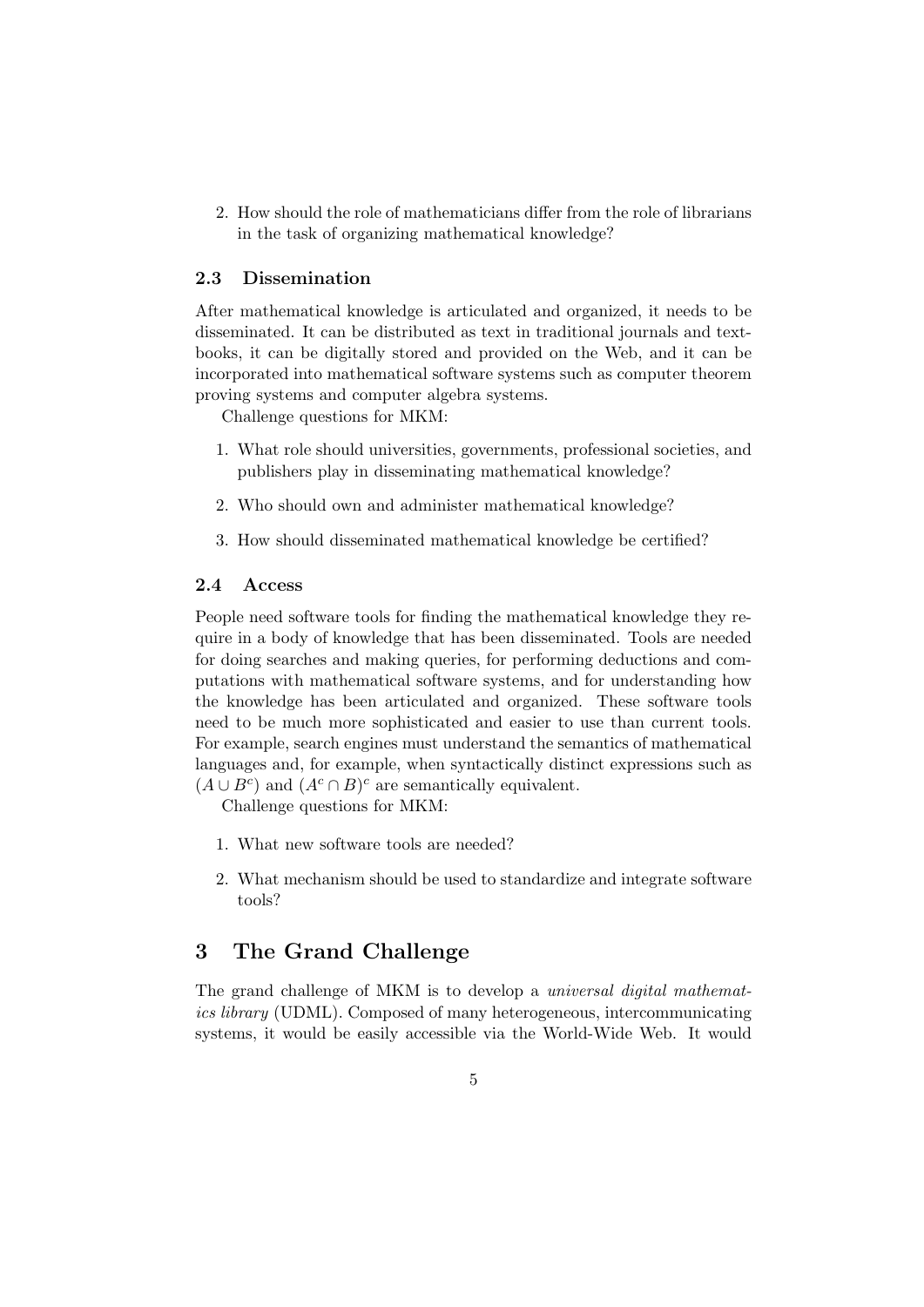2. How should the role of mathematicians differ from the role of librarians in the task of organizing mathematical knowledge?

### 2.3 Dissemination

After mathematical knowledge is articulated and organized, it needs to be disseminated. It can be distributed as text in traditional journals and textbooks, it can be digitally stored and provided on the Web, and it can be incorporated into mathematical software systems such as computer theorem proving systems and computer algebra systems.

Challenge questions for MKM:

1. What role should universities, governments, professional societies, and publishers play in disseminating mathematical knowledge?
2. Who should own and administer mathematical knowledge?
3. How should disseminated mathematical knowledge be certified?

### 2.4 Access

People need software tools for finding the mathematical knowledge they require in a body of knowledge that has been disseminated. Tools are needed for doing searches and making queries, for performing deductions and computations with mathematical software systems, and for understanding how the knowledge has been articulated and organized. These software tools need to be much more sophisticated and easier to use than current tools. For example, search engines must understand the semantics of mathematical languages and, for example, when syntactically distinct expressions such as $(A \cup B^c)$ and $(A^c \cap B)^c$ are semantically equivalent.

Challenge questions for MKM:

1. What new software tools are needed?
2. What mechanism should be used to standardize and integrate software tools?

## 3 The Grand Challenge

The grand challenge of MKM is to develop a *universal digital mathematics library* (UDML). Composed of many heterogeneous, intercommunicating systems, it would be easily accessible via the World-Wide Web. It would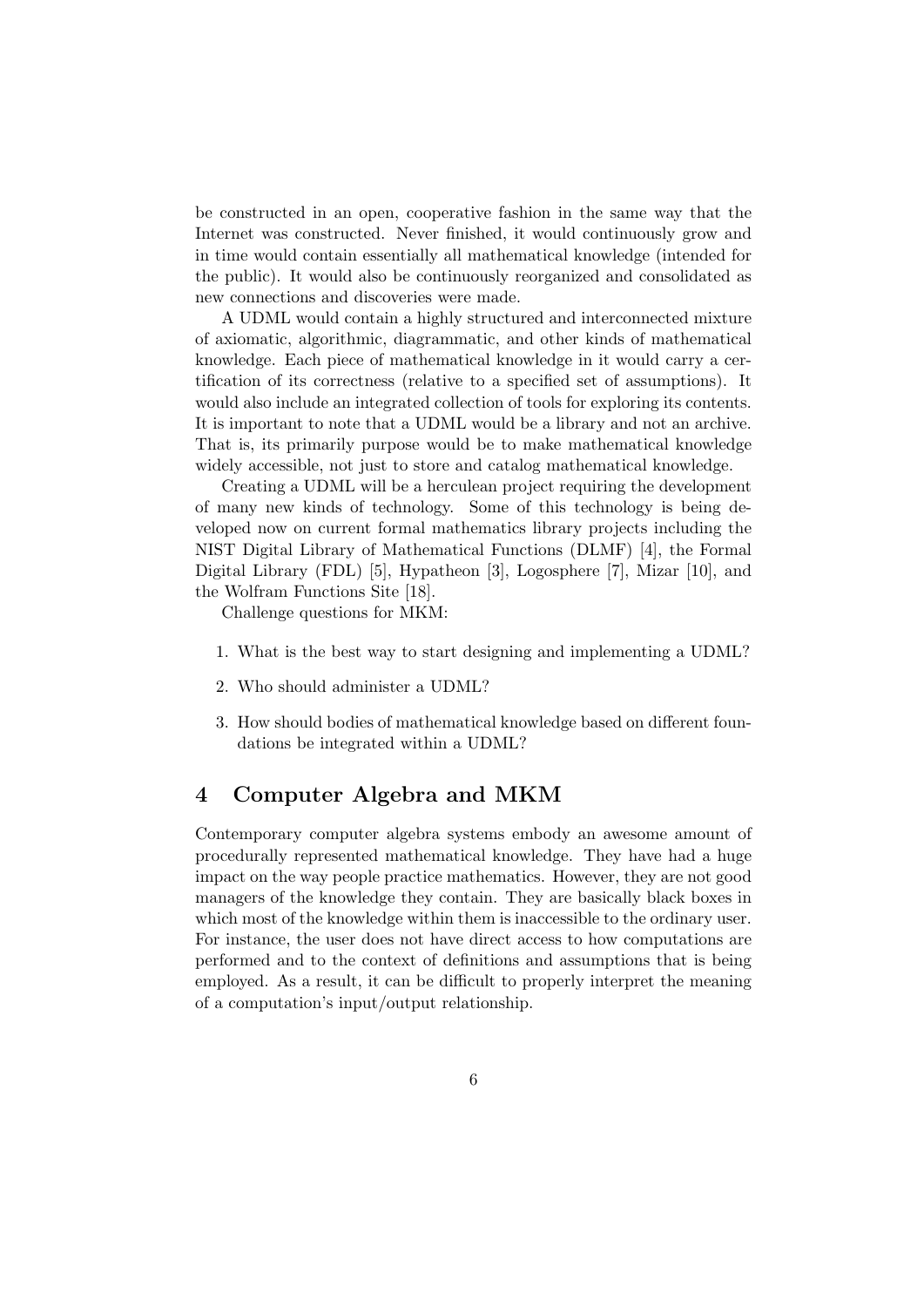be constructed in an open, cooperative fashion in the same way that the Internet was constructed. Never finished, it would continuously grow and in time would contain essentially all mathematical knowledge (intended for the public). It would also be continuously reorganized and consolidated as new connections and discoveries were made.

A UDML would contain a highly structured and interconnected mixture of axiomatic, algorithmic, diagrammatic, and other kinds of mathematical knowledge. Each piece of mathematical knowledge in it would carry a certification of its correctness (relative to a specified set of assumptions). It would also include an integrated collection of tools for exploring its contents. It is important to note that a UDML would be a library and not an archive. That is, its primarily purpose would be to make mathematical knowledge widely accessible, not just to store and catalog mathematical knowledge.

Creating a UDML will be a herculean project requiring the development of many new kinds of technology. Some of this technology is being developed now on current formal mathematics library projects including the NIST Digital Library of Mathematical Functions (DLMF) [4], the Formal Digital Library (FDL) [5], Hypatheon [3], Logosphere [7], Mizar [10], and the Wolfram Functions Site [18].

Challenge questions for MKM:

1. What is the best way to start designing and implementing a UDML?
2. Who should administer a UDML?
3. How should bodies of mathematical knowledge based on different foundations be integrated within a UDML?

## 4 Computer Algebra and MKM

Contemporary computer algebra systems embody an awesome amount of procedurally represented mathematical knowledge. They have had a huge impact on the way people practice mathematics. However, they are not good managers of the knowledge they contain. They are basically black boxes in which most of the knowledge within them is inaccessible to the ordinary user. For instance, the user does not have direct access to how computations are performed and to the context of definitions and assumptions that is being employed. As a result, it can be difficult to properly interpret the meaning of a computation's input/output relationship.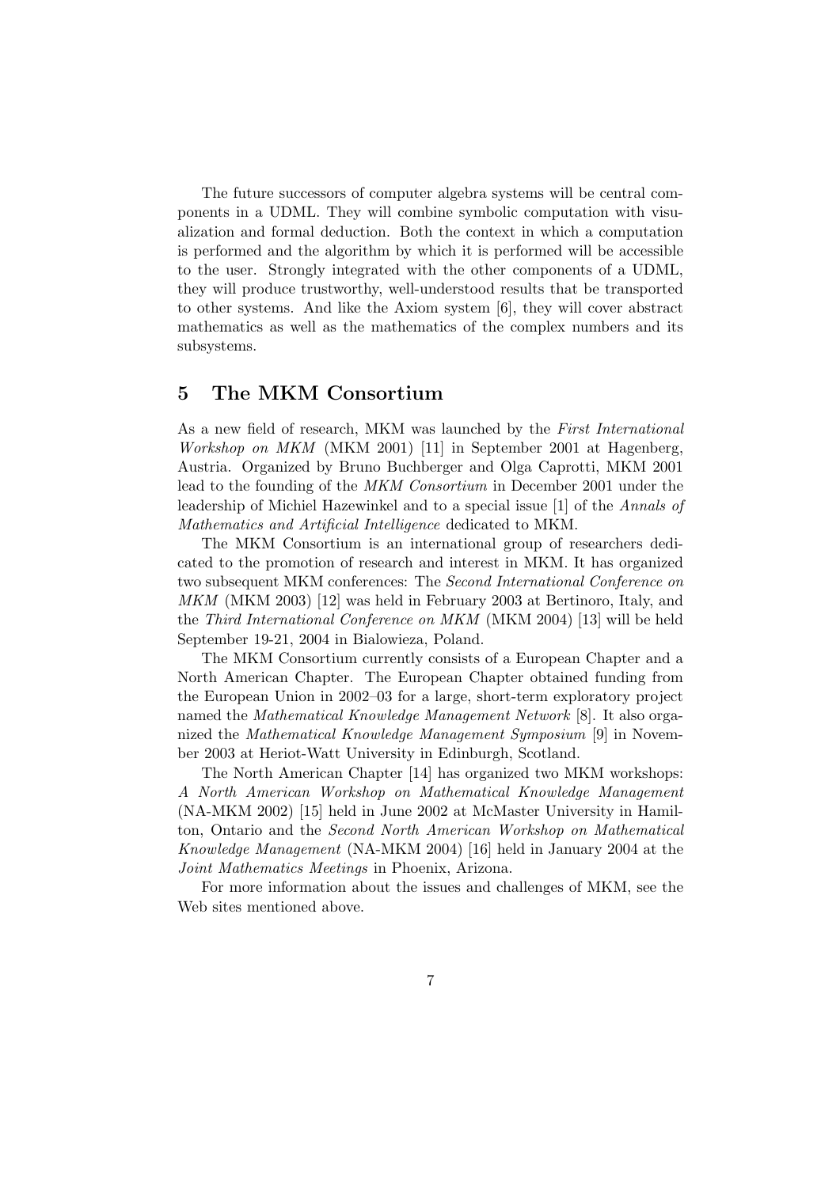The future successors of computer algebra systems will be central components in a UDML. They will combine symbolic computation with visualization and formal deduction. Both the context in which a computation is performed and the algorithm by which it is performed will be accessible to the user. Strongly integrated with the other components of a UDML, they will produce trustworthy, well-understood results that be transported to other systems. And like the Axiom system [6], they will cover abstract mathematics as well as the mathematics of the complex numbers and its subsystems.

## 5 The MKM Consortium

As a new field of research, MKM was launched by the *First International Workshop on MKM* (MKM 2001) [11] in September 2001 at Hagenberg, Austria. Organized by Bruno Buchberger and Olga Caprotti, MKM 2001 lead to the founding of the *MKM Consortium* in December 2001 under the leadership of Michiel Hazewinkel and to a special issue [1] of the *Annals of Mathematics and Artificial Intelligence* dedicated to MKM.

The MKM Consortium is an international group of researchers dedicated to the promotion of research and interest in MKM. It has organized two subsequent MKM conferences: The *Second International Conference on MKM* (MKM 2003) [12] was held in February 2003 at Bertinoro, Italy, and the *Third International Conference on MKM* (MKM 2004) [13] will be held September 19-21, 2004 in Bialowieza, Poland.

The MKM Consortium currently consists of a European Chapter and a North American Chapter. The European Chapter obtained funding from the European Union in 2002–03 for a large, short-term exploratory project named the *Mathematical Knowledge Management Network* [8]. It also organized the *Mathematical Knowledge Management Symposium* [9] in November 2003 at Heriot-Watt University in Edinburgh, Scotland.

The North American Chapter [14] has organized two MKM workshops: *A North American Workshop on Mathematical Knowledge Management* (NA-MKM 2002) [15] held in June 2002 at McMaster University in Hamilton, Ontario and the *Second North American Workshop on Mathematical Knowledge Management* (NA-MKM 2004) [16] held in January 2004 at the *Joint Mathematics Meetings* in Phoenix, Arizona.

For more information about the issues and challenges of MKM, see the Web sites mentioned above.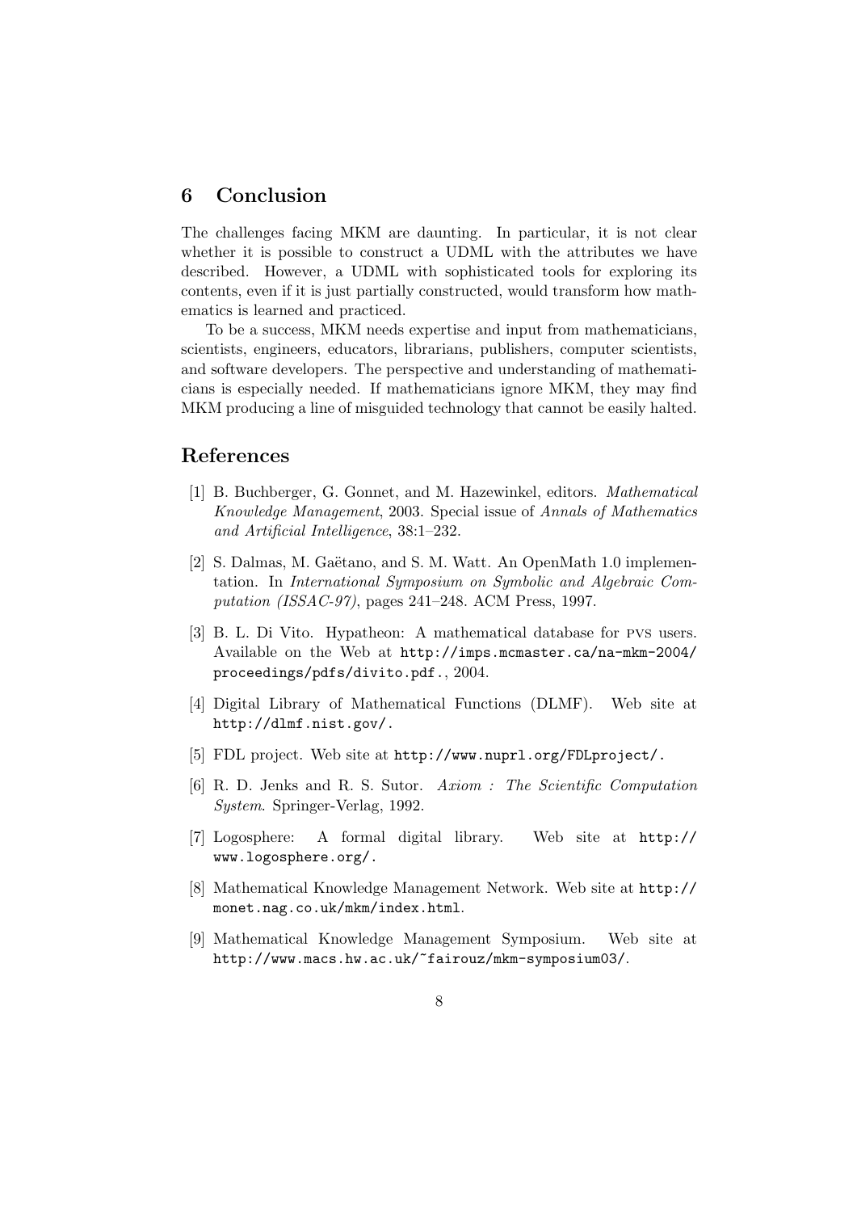## 6 Conclusion

The challenges facing MKM are daunting. In particular, it is not clear whether it is possible to construct a UDML with the attributes we have described. However, a UDML with sophisticated tools for exploring its contents, even if it is just partially constructed, would transform how mathematics is learned and practiced.

To be a success, MKM needs expertise and input from mathematicians, scientists, engineers, educators, librarians, publishers, computer scientists, and software developers. The perspective and understanding of mathematicians is especially needed. If mathematicians ignore MKM, they may find MKM producing a line of misguided technology that cannot be easily halted.

## References

[1] B. Buchberger, G. Gonnet, and M. Hazewinkel, editors. *Mathematical Knowledge Management*, 2003. Special issue of *Annals of Mathematics and Artificial Intelligence*, 38:1–232.

[2] S. Dalmas, M. Gaëtano, and S. M. Watt. An OpenMath 1.0 implementation. In *International Symposium on Symbolic and Algebraic Computation (ISSAC-97)*, pages 241–248. ACM Press, 1997.

[3] B. L. Di Vito. Hypatheon: A mathematical database for PVS users. Available on the Web at `http://imps.mcmaster.ca/na-mkm-2004/proceedings/pdfs/divito.pdf.`, 2004.

[4] Digital Library of Mathematical Functions (DLMF). Web site at `http://dlmf.nist.gov/.`

[5] FDL project. Web site at `http://www.nuprl.org/FDLproject/.`

[6] R. D. Jenks and R. S. Sutor. *Axiom : The Scientific Computation System*. Springer-Verlag, 1992.

[7] Logosphere: A formal digital library. Web site at `http://www.logosphere.org/.`

[8] Mathematical Knowledge Management Network. Web site at `http://monet.nag.co.uk/mkm/index.html`.

[9] Mathematical Knowledge Management Symposium. Web site at `http://www.macs.hw.ac.uk/~fairouz/mkm-symposium03/`.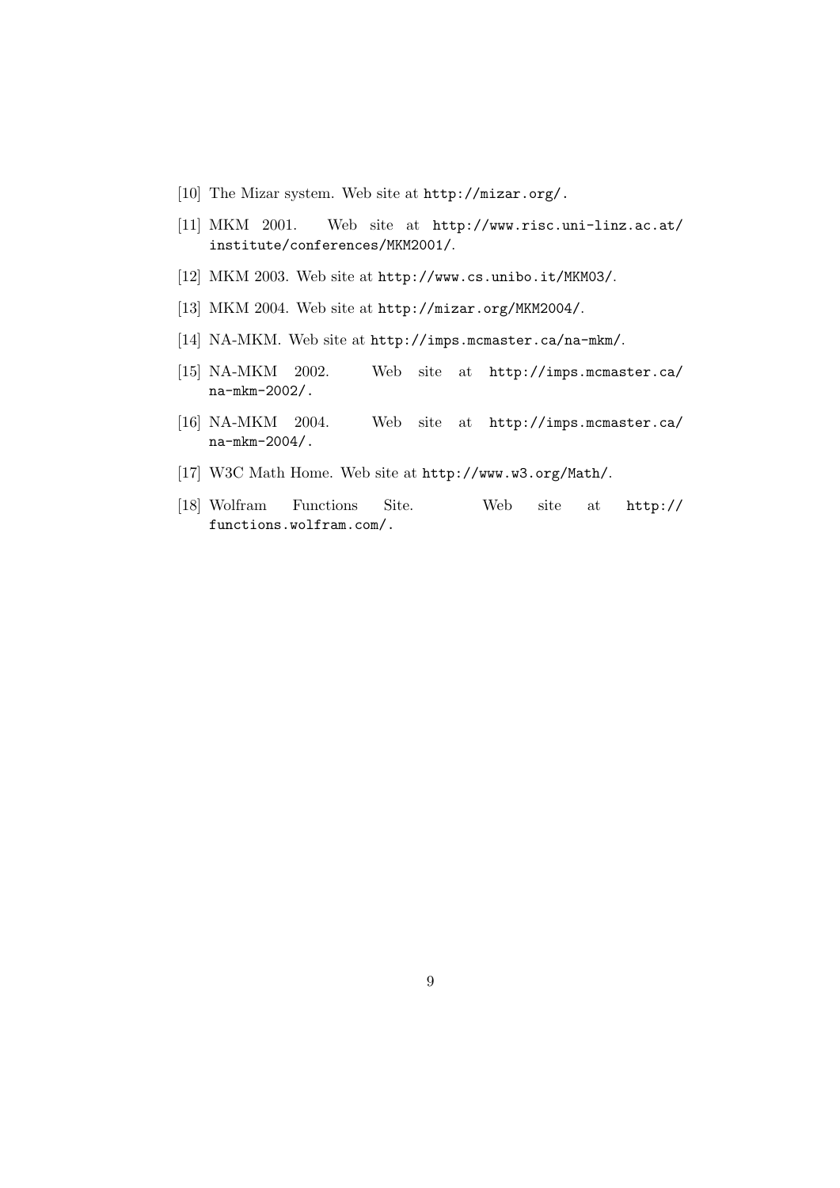[10] The Mizar system. Web site at `http://mizar.org/`.

[11] MKM 2001. Web site at `http://www.risc.uni-linz.ac.at/institute/conferences/MKM2001/`.

[12] MKM 2003. Web site at `http://www.cs.unibo.it/MKM03/`.

[13] MKM 2004. Web site at `http://mizar.org/MKM2004/`.

[14] NA-MKM. Web site at `http://imps.mcmaster.ca/na-mkm/`.

[15] NA-MKM 2002. Web site at `http://imps.mcmaster.ca/na-mkm-2002/`.

[16] NA-MKM 2004. Web site at `http://imps.mcmaster.ca/na-mkm-2004/`.

[17] W3C Math Home. Web site at `http://www.w3.org/Math/`.

[18] Wolfram Functions Site. Web site at `http://functions.wolfram.com/`.